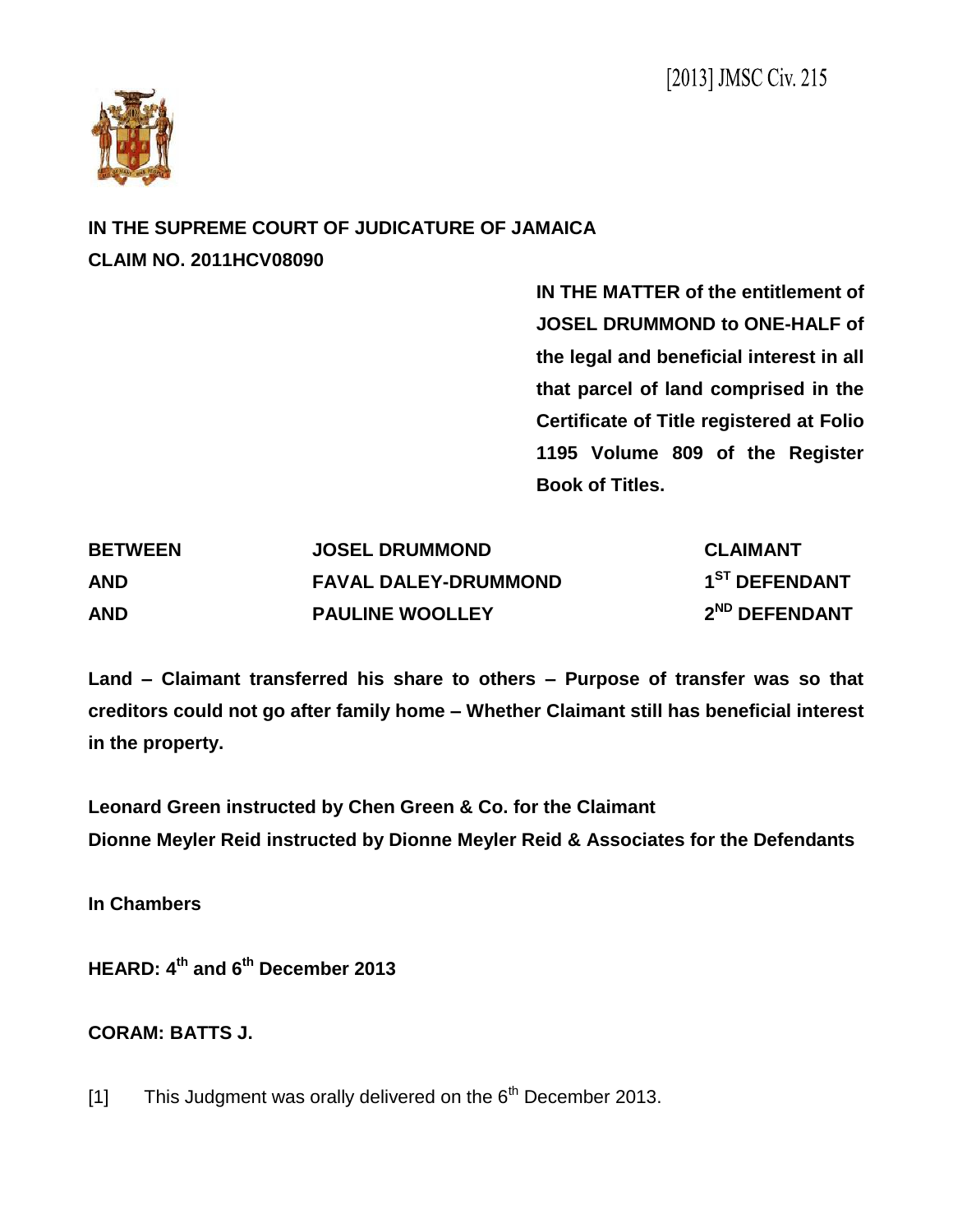[2013] JMSC Civ. 215

**IN THE SUPREME COURT OF JUDICATURE OF JAMAICA**
**CLAIM NO. 2011HCV08090**

**IN THE MATTER of the entitlement of JOSEL DRUMMOND to ONE-HALF of the legal and beneficial interest in all that parcel of land comprised in the Certificate of Title registered at Folio 1195 Volume 809 of the Register Book of Titles.**

| | | |
|---|---|---|
| **BETWEEN** | **JOSEL DRUMMOND** | **CLAIMANT** |
| **AND** | **FAVAL DALEY-DRUMMOND** | **1ST DEFENDANT** |
| **AND** | **PAULINE WOOLLEY** | **2ND DEFENDANT** |

**Land – Claimant transferred his share to others – Purpose of transfer was so that creditors could not go after family home – Whether Claimant still has beneficial interest in the property.**

**Leonard Green instructed by Chen Green & Co. for the Claimant**
**Dionne Meyler Reid instructed by Dionne Meyler Reid & Associates for the Defendants**

**In Chambers**

**HEARD: 4th and 6th December 2013**

**CORAM: BATTS J.**

[1] This Judgment was orally delivered on the 6th December 2013.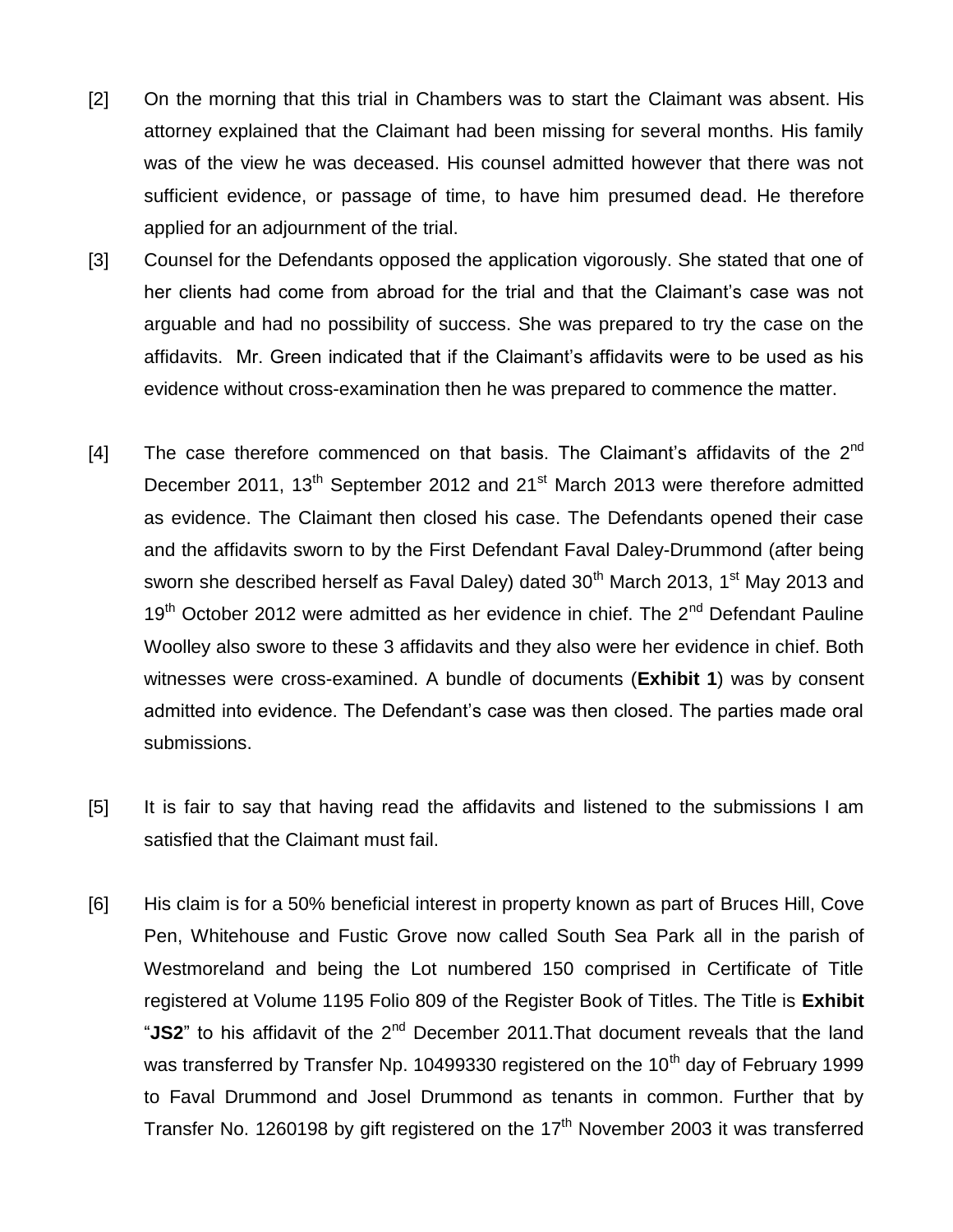[2] On the morning that this trial in Chambers was to start the Claimant was absent. His attorney explained that the Claimant had been missing for several months. His family was of the view he was deceased. His counsel admitted however that there was not sufficient evidence, or passage of time, to have him presumed dead. He therefore applied for an adjournment of the trial.

[3] Counsel for the Defendants opposed the application vigorously. She stated that one of her clients had come from abroad for the trial and that the Claimant's case was not arguable and had no possibility of success. She was prepared to try the case on the affidavits. Mr. Green indicated that if the Claimant's affidavits were to be used as his evidence without cross-examination then he was prepared to commence the matter.

[4] The case therefore commenced on that basis. The Claimant's affidavits of the 2nd December 2011, 13th September 2012 and 21st March 2013 were therefore admitted as evidence. The Claimant then closed his case. The Defendants opened their case and the affidavits sworn to by the First Defendant Faval Daley-Drummond (after being sworn she described herself as Faval Daley) dated 30th March 2013, 1st May 2013 and 19th October 2012 were admitted as her evidence in chief. The 2nd Defendant Pauline Woolley also swore to these 3 affidavits and they also were her evidence in chief. Both witnesses were cross-examined. A bundle of documents (**Exhibit 1**) was by consent admitted into evidence. The Defendant's case was then closed. The parties made oral submissions.

[5] It is fair to say that having read the affidavits and listened to the submissions I am satisfied that the Claimant must fail.

[6] His claim is for a 50% beneficial interest in property known as part of Bruces Hill, Cove Pen, Whitehouse and Fustic Grove now called South Sea Park all in the parish of Westmoreland and being the Lot numbered 150 comprised in Certificate of Title registered at Volume 1195 Folio 809 of the Register Book of Titles. The Title is **Exhibit** "**JS2**" to his affidavit of the 2nd December 2011.That document reveals that the land was transferred by Transfer Np. 10499330 registered on the 10th day of February 1999 to Faval Drummond and Josel Drummond as tenants in common. Further that by Transfer No. 1260198 by gift registered on the 17th November 2003 it was transferred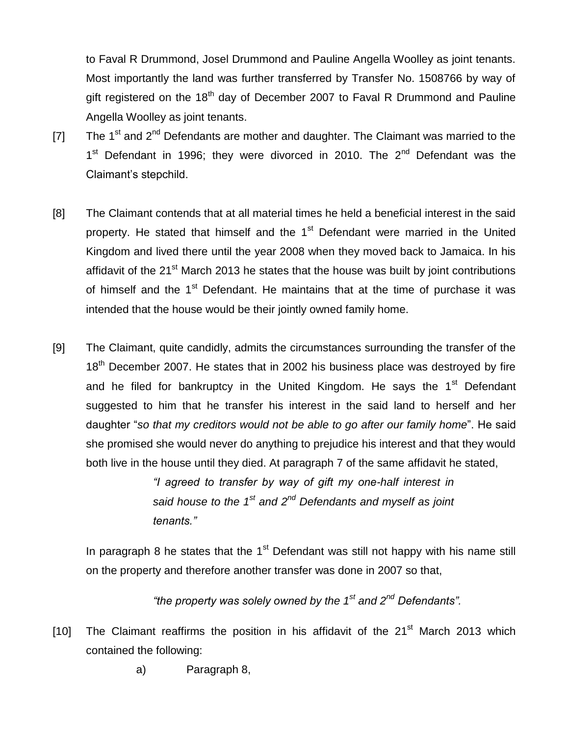to Faval R Drummond, Josel Drummond and Pauline Angella Woolley as joint tenants. Most importantly the land was further transferred by Transfer No. 1508766 by way of gift registered on the 18th day of December 2007 to Faval R Drummond and Pauline Angella Woolley as joint tenants.

[7] The 1st and 2nd Defendants are mother and daughter. The Claimant was married to the 1st Defendant in 1996; they were divorced in 2010. The 2nd Defendant was the Claimant's stepchild.

[8] The Claimant contends that at all material times he held a beneficial interest in the said property. He stated that himself and the 1st Defendant were married in the United Kingdom and lived there until the year 2008 when they moved back to Jamaica. In his affidavit of the 21st March 2013 he states that the house was built by joint contributions of himself and the 1st Defendant. He maintains that at the time of purchase it was intended that the house would be their jointly owned family home.

[9] The Claimant, quite candidly, admits the circumstances surrounding the transfer of the 18th December 2007. He states that in 2002 his business place was destroyed by fire and he filed for bankruptcy in the United Kingdom. He says the 1st Defendant suggested to him that he transfer his interest in the said land to herself and her daughter "*so that my creditors would not be able to go after our family home*". He said she promised she would never do anything to prejudice his interest and that they would both live in the house until they died. At paragraph 7 of the same affidavit he stated,

> *"I agreed to transfer by way of gift my one-half interest in said house to the 1st and 2nd Defendants and myself as joint tenants."*

In paragraph 8 he states that the 1st Defendant was still not happy with his name still on the property and therefore another transfer was done in 2007 so that,

> *"the property was solely owned by the 1st and 2nd Defendants".*

[10] The Claimant reaffirms the position in his affidavit of the 21st March 2013 which contained the following:

a) Paragraph 8,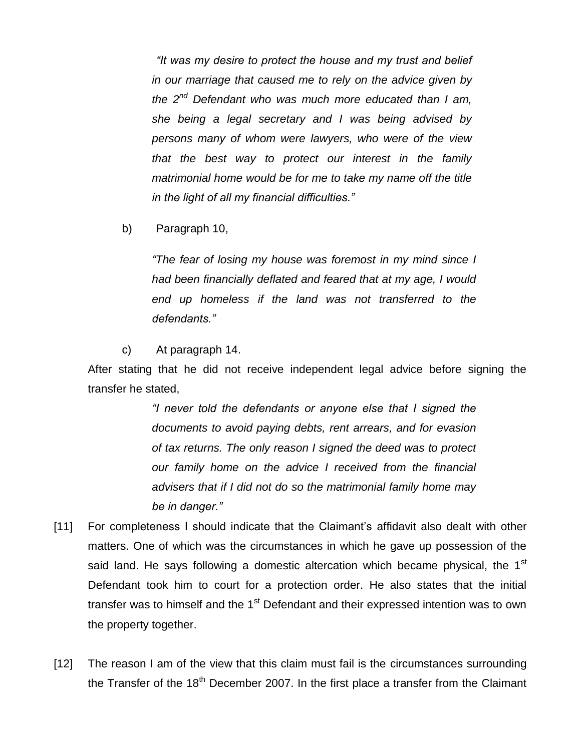> *"It was my desire to protect the house and my trust and belief in our marriage that caused me to rely on the advice given by the 2nd Defendant who was much more educated than I am, she being a legal secretary and I was being advised by persons many of whom were lawyers, who were of the view that the best way to protect our interest in the family matrimonial home would be for me to take my name off the title in the light of all my financial difficulties."*

b) Paragraph 10,

> *"The fear of losing my house was foremost in my mind since I had been financially deflated and feared that at my age, I would end up homeless if the land was not transferred to the defendants."*

c) At paragraph 14.

After stating that he did not receive independent legal advice before signing the transfer he stated,

> *"I never told the defendants or anyone else that I signed the documents to avoid paying debts, rent arrears, and for evasion of tax returns. The only reason I signed the deed was to protect our family home on the advice I received from the financial advisers that if I did not do so the matrimonial family home may be in danger."*

[11] For completeness I should indicate that the Claimant's affidavit also dealt with other matters. One of which was the circumstances in which he gave up possession of the said land. He says following a domestic altercation which became physical, the 1st Defendant took him to court for a protection order. He also states that the initial transfer was to himself and the 1st Defendant and their expressed intention was to own the property together.

[12] The reason I am of the view that this claim must fail is the circumstances surrounding the Transfer of the 18th December 2007. In the first place a transfer from the Claimant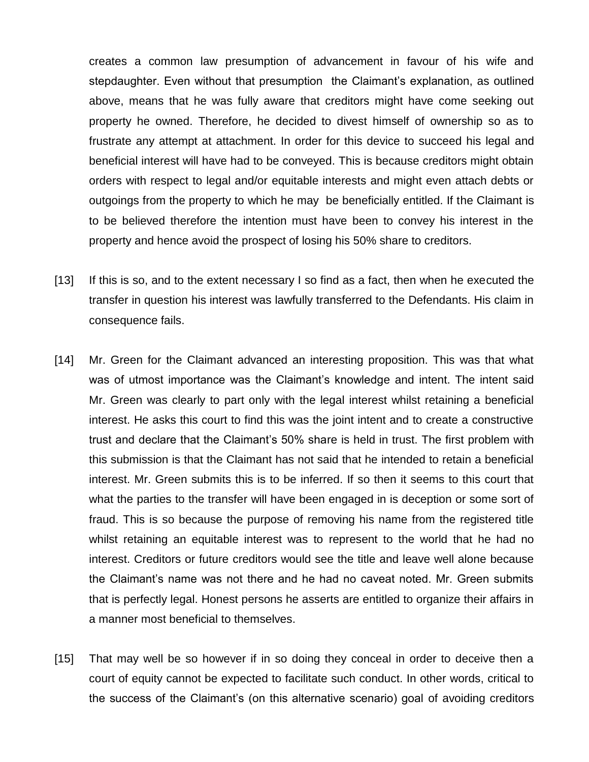creates a common law presumption of advancement in favour of his wife and stepdaughter. Even without that presumption the Claimant's explanation, as outlined above, means that he was fully aware that creditors might have come seeking out property he owned. Therefore, he decided to divest himself of ownership so as to frustrate any attempt at attachment. In order for this device to succeed his legal and beneficial interest will have had to be conveyed. This is because creditors might obtain orders with respect to legal and/or equitable interests and might even attach debts or outgoings from the property to which he may be beneficially entitled. If the Claimant is to be believed therefore the intention must have been to convey his interest in the property and hence avoid the prospect of losing his 50% share to creditors.

[13] If this is so, and to the extent necessary I so find as a fact, then when he executed the transfer in question his interest was lawfully transferred to the Defendants. His claim in consequence fails.

[14] Mr. Green for the Claimant advanced an interesting proposition. This was that what was of utmost importance was the Claimant's knowledge and intent. The intent said Mr. Green was clearly to part only with the legal interest whilst retaining a beneficial interest. He asks this court to find this was the joint intent and to create a constructive trust and declare that the Claimant's 50% share is held in trust. The first problem with this submission is that the Claimant has not said that he intended to retain a beneficial interest. Mr. Green submits this is to be inferred. If so then it seems to this court that what the parties to the transfer will have been engaged in is deception or some sort of fraud. This is so because the purpose of removing his name from the registered title whilst retaining an equitable interest was to represent to the world that he had no interest. Creditors or future creditors would see the title and leave well alone because the Claimant's name was not there and he had no caveat noted. Mr. Green submits that is perfectly legal. Honest persons he asserts are entitled to organize their affairs in a manner most beneficial to themselves.

[15] That may well be so however if in so doing they conceal in order to deceive then a court of equity cannot be expected to facilitate such conduct. In other words, critical to the success of the Claimant's (on this alternative scenario) goal of avoiding creditors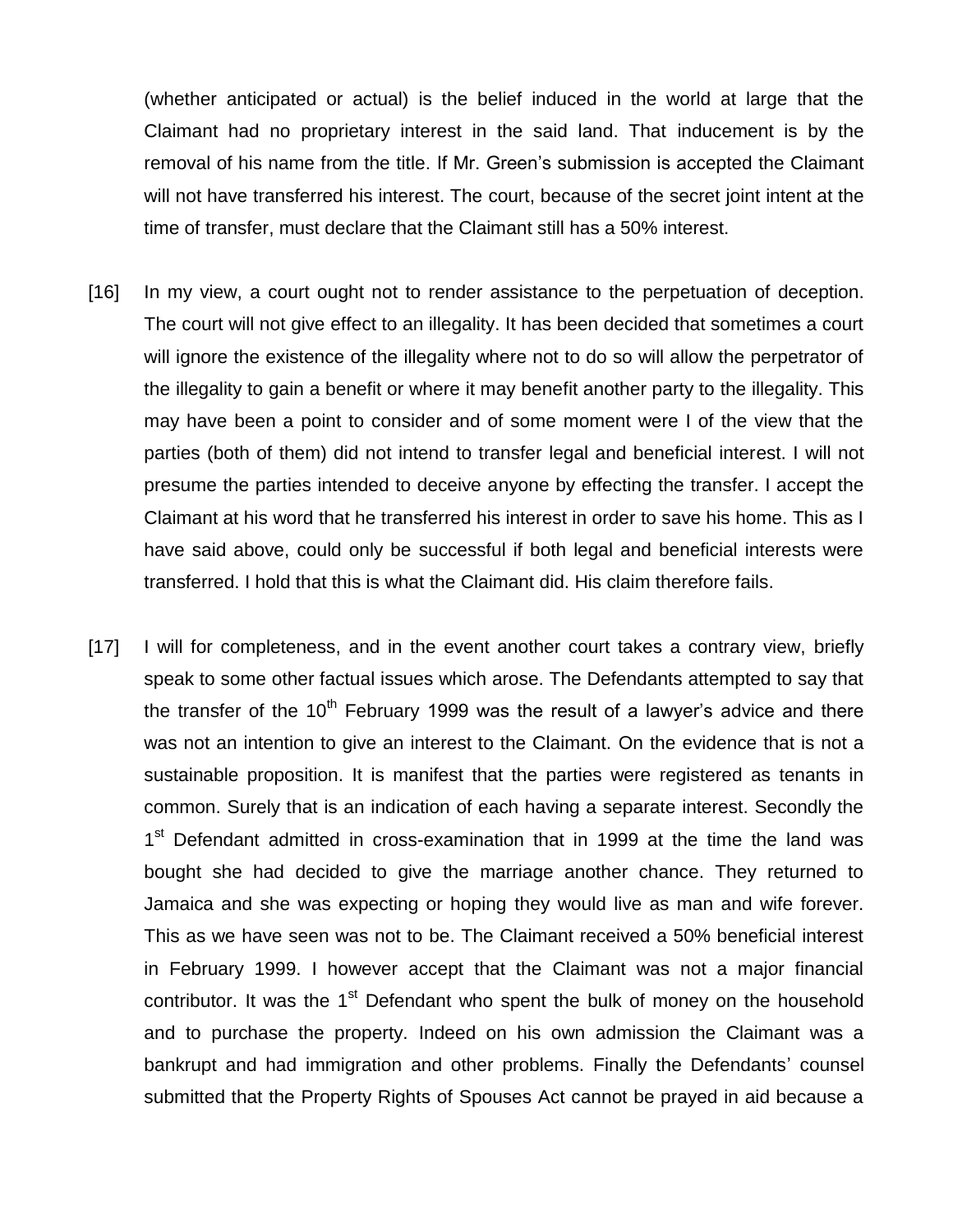(whether anticipated or actual) is the belief induced in the world at large that the Claimant had no proprietary interest in the said land. That inducement is by the removal of his name from the title. If Mr. Green's submission is accepted the Claimant will not have transferred his interest. The court, because of the secret joint intent at the time of transfer, must declare that the Claimant still has a 50% interest.

[16] In my view, a court ought not to render assistance to the perpetuation of deception. The court will not give effect to an illegality. It has been decided that sometimes a court will ignore the existence of the illegality where not to do so will allow the perpetrator of the illegality to gain a benefit or where it may benefit another party to the illegality. This may have been a point to consider and of some moment were I of the view that the parties (both of them) did not intend to transfer legal and beneficial interest. I will not presume the parties intended to deceive anyone by effecting the transfer. I accept the Claimant at his word that he transferred his interest in order to save his home. This as I have said above, could only be successful if both legal and beneficial interests were transferred. I hold that this is what the Claimant did. His claim therefore fails.

[17] I will for completeness, and in the event another court takes a contrary view, briefly speak to some other factual issues which arose. The Defendants attempted to say that the transfer of the 10th February 1999 was the result of a lawyer's advice and there was not an intention to give an interest to the Claimant. On the evidence that is not a sustainable proposition. It is manifest that the parties were registered as tenants in common. Surely that is an indication of each having a separate interest. Secondly the 1st Defendant admitted in cross-examination that in 1999 at the time the land was bought she had decided to give the marriage another chance. They returned to Jamaica and she was expecting or hoping they would live as man and wife forever. This as we have seen was not to be. The Claimant received a 50% beneficial interest in February 1999. I however accept that the Claimant was not a major financial contributor. It was the 1st Defendant who spent the bulk of money on the household and to purchase the property. Indeed on his own admission the Claimant was a bankrupt and had immigration and other problems. Finally the Defendants' counsel submitted that the Property Rights of Spouses Act cannot be prayed in aid because a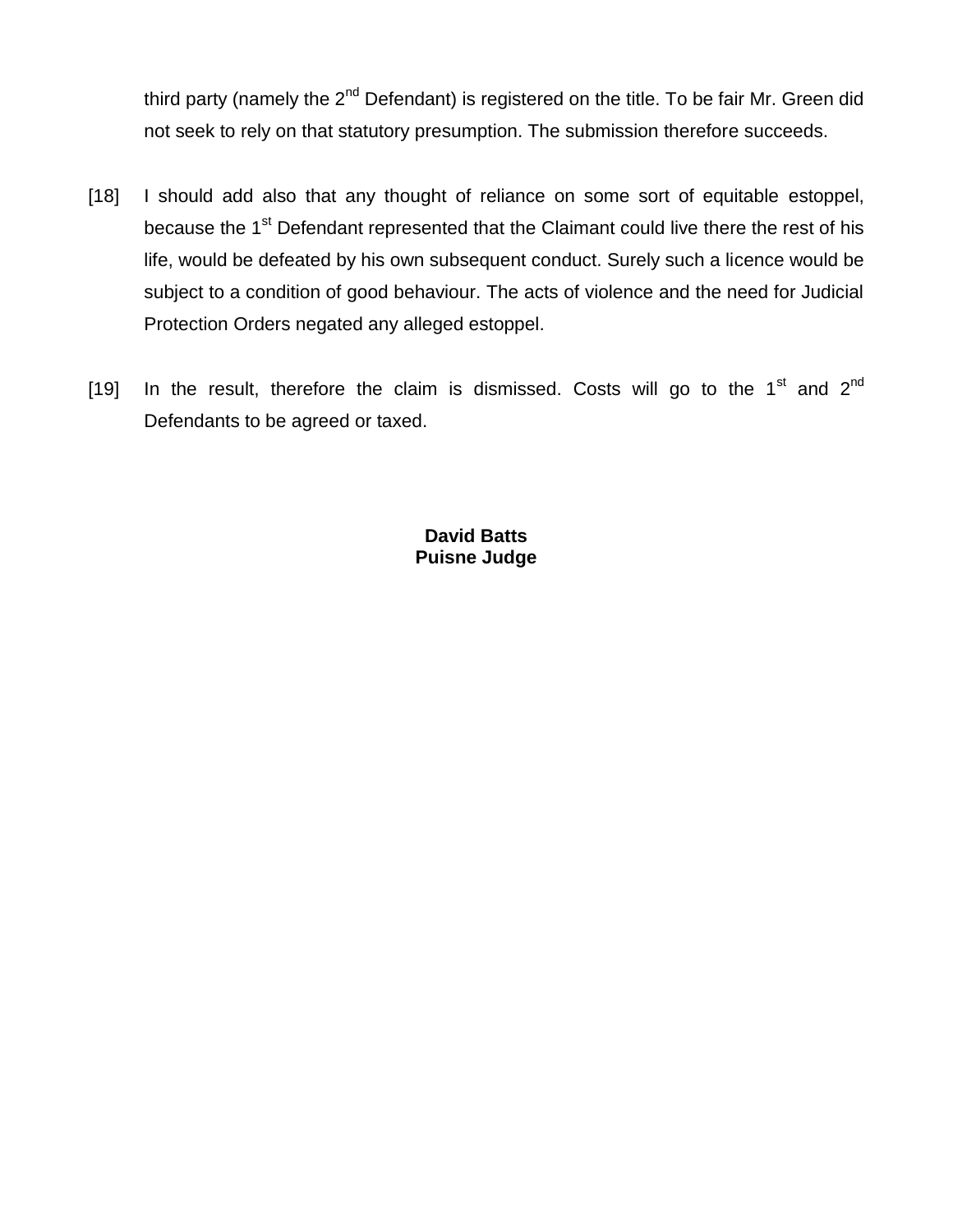third party (namely the 2nd Defendant) is registered on the title. To be fair Mr. Green did not seek to rely on that statutory presumption. The submission therefore succeeds.

[18] I should add also that any thought of reliance on some sort of equitable estoppel, because the 1st Defendant represented that the Claimant could live there the rest of his life, would be defeated by his own subsequent conduct. Surely such a licence would be subject to a condition of good behaviour. The acts of violence and the need for Judicial Protection Orders negated any alleged estoppel.

[19] In the result, therefore the claim is dismissed. Costs will go to the 1st and 2nd Defendants to be agreed or taxed.

**David Batts**
**Puisne Judge**